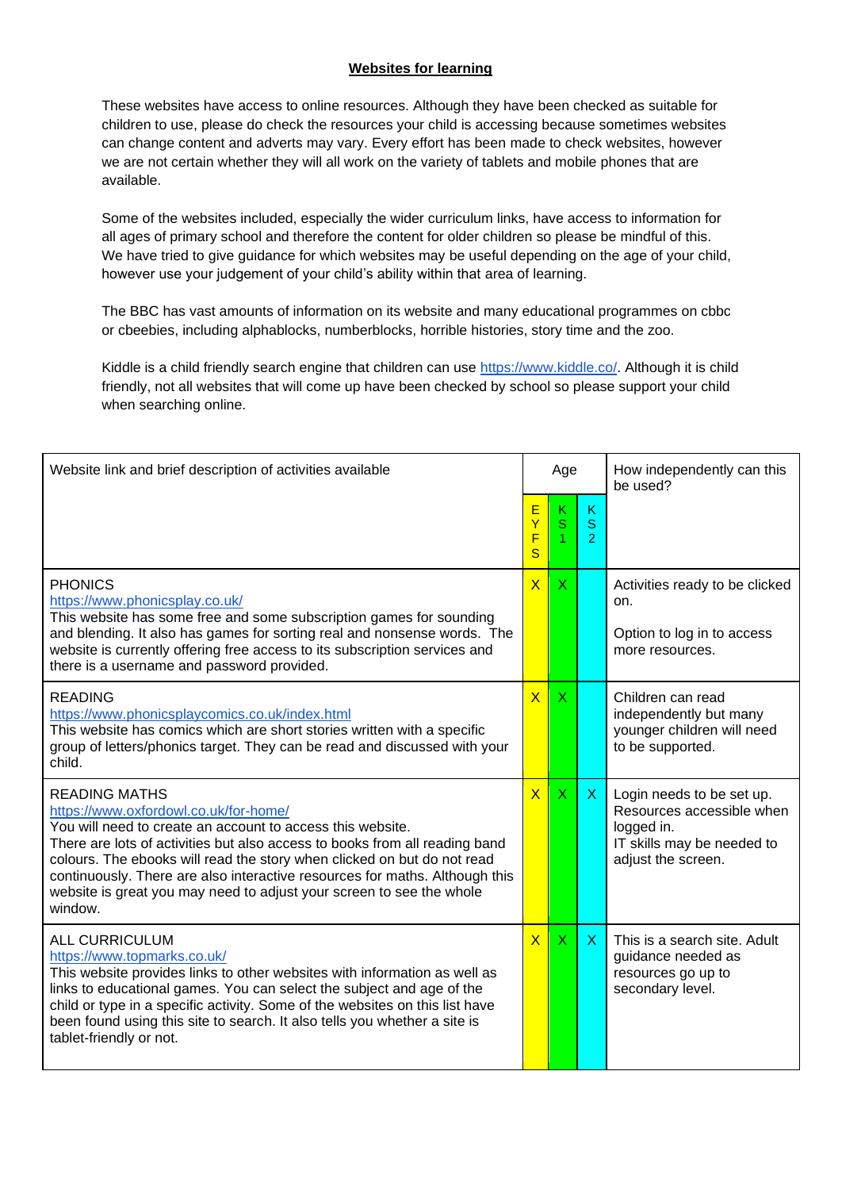## Websites for learning

These websites have access to online resources. Although they have been checked as suitable for children to use, please do check the resources your child is accessing because sometimes websites can change content and adverts may vary. Every effort has been made to check websites, however we are not certain whether they will all work on the variety of tablets and mobile phones that are available.

Some of the websites included, especially the wider curriculum links, have access to information for all ages of primary school and therefore the content for older children so please be mindful of this. We have tried to give guidance for which websites may be useful depending on the age of your child, however use your judgement of your child's ability within that area of learning.

The BBC has vast amounts of information on its website and many educational programmes on cbbc or cbeebies, including alphablocks, numberblocks, horrible histories, story time and the zoo.

Kiddle is a child friendly search engine that children can use https://www.kiddle.co/. Although it is child friendly, not all websites that will come up have been checked by school so please support your child when searching online.

| Website link and brief description of activities available | Age | | | How independently can this be used? |
|---|---|---|---|---|
| | EYFS | KS1 | KS2 | |
| PHONICS<br>https://www.phonicsplay.co.uk/<br>This website has some free and some subscription games for sounding and blending. It also has games for sorting real and nonsense words. The website is currently offering free access to its subscription services and there is a username and password provided. | X | X | | Activities ready to be clicked on.<br><br>Option to log in to access more resources. |
| READING<br>https://www.phonicsplaycomics.co.uk/index.html<br>This website has comics which are short stories written with a specific group of letters/phonics target. They can be read and discussed with your child. | X | X | | Children can read independently but many younger children will need to be supported. |
| READING MATHS<br>https://www.oxfordowl.co.uk/for-home/<br>You will need to create an account to access this website.<br>There are lots of activities but also access to books from all reading band colours. The ebooks will read the story when clicked on but do not read continuously. There are also interactive resources for maths. Although this website is great you may need to adjust your screen to see the whole window. | X | X | X | Login needs to be set up. Resources accessible when logged in.<br>IT skills may be needed to adjust the screen. |
| ALL CURRICULUM<br>https://www.topmarks.co.uk/<br>This website provides links to other websites with information as well as links to educational games. You can select the subject and age of the child or type in a specific activity. Some of the websites on this list have been found using this site to search. It also tells you whether a site is tablet-friendly or not. | X | X | X | This is a search site. Adult guidance needed as resources go up to secondary level. |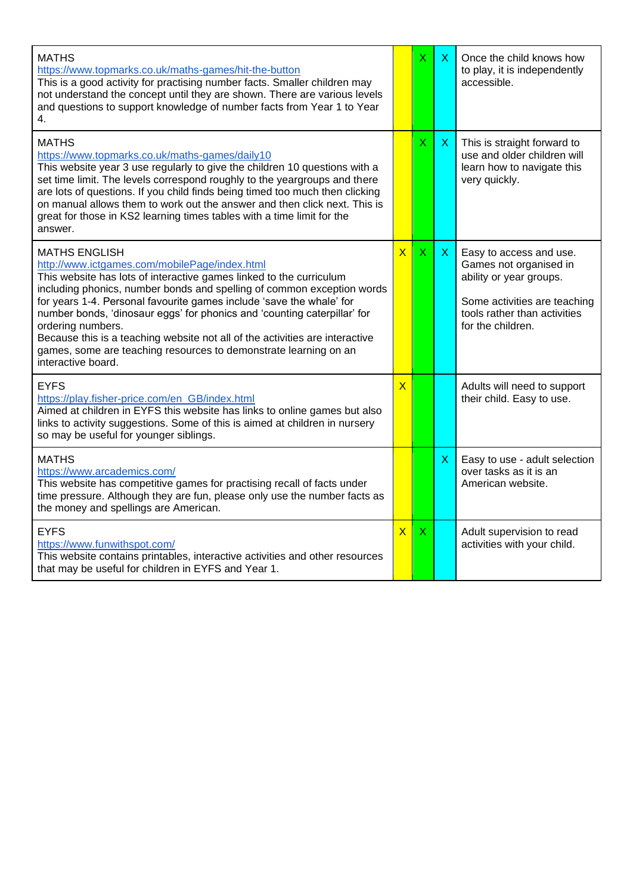| | | | | |
|---|---|---|---|---|
| MATHS<br>https://www.topmarks.co.uk/maths-games/hit-the-button<br>This is a good activity for practising number facts. Smaller children may not understand the concept until they are shown. There are various levels and questions to support knowledge of number facts from Year 1 to Year 4. | | X | X | Once the child knows how to play, it is independently accessible. |
| MATHS<br>https://www.topmarks.co.uk/maths-games/daily10<br>This website year 3 use regularly to give the children 10 questions with a set time limit. The levels correspond roughly to the yeargroups and there are lots of questions. If you child finds being timed too much then clicking on manual allows them to work out the answer and then click next. This is great for those in KS2 learning times tables with a time limit for the answer. | | X | X | This is straight forward to use and older children will learn how to navigate this very quickly. |
| MATHS ENGLISH<br>http://www.ictgames.com/mobilePage/index.html<br>This website has lots of interactive games linked to the curriculum including phonics, number bonds and spelling of common exception words for years 1-4. Personal favourite games include 'save the whale' for number bonds, 'dinosaur eggs' for phonics and 'counting caterpillar' for ordering numbers.<br>Because this is a teaching website not all of the activities are interactive games, some are teaching resources to demonstrate learning on an interactive board. | X | X | X | Easy to access and use. Games not organised in ability or year groups.<br><br>Some activities are teaching tools rather than activities for the children. |
| EYFS<br>https://play.fisher-price.com/en_GB/index.html<br>Aimed at children in EYFS this website has links to online games but also links to activity suggestions. Some of this is aimed at children in nursery so may be useful for younger siblings. | X | | | Adults will need to support their child. Easy to use. |
| MATHS<br>https://www.arcademics.com/<br>This website has competitive games for practising recall of facts under time pressure. Although they are fun, please only use the number facts as the money and spellings are American. | | | X | Easy to use - adult selection over tasks as it is an American website. |
| EYFS<br>https://www.funwithspot.com/<br>This website contains printables, interactive activities and other resources that may be useful for children in EYFS and Year 1. | X | X | | Adult supervision to read activities with your child. |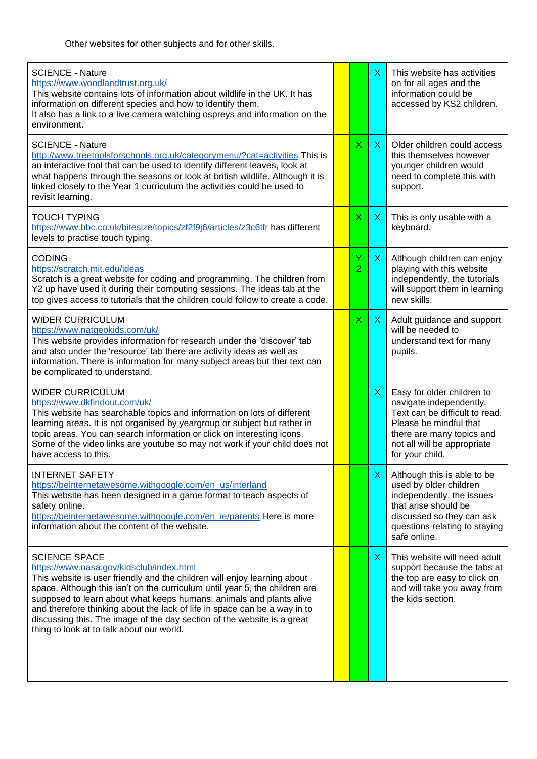Other websites for other subjects and for other skills.

| | | | | |
|---|---|---|---|---|
| SCIENCE - Nature<br>https://www.woodlandtrust.org.uk/<br>This website contains lots of information about wildlife in the UK. It has information on different species and how to identify them.<br>It also has a link to a live camera watching ospreys and information on the environment. | | | X | This website has activities on for all ages and the information could be accessed by KS2 children. |
| SCIENCE - Nature<br>http://www.treetoolsforschools.org.uk/categorymenu/?cat=activities This is an interactive tool that can be used to identify different leaves, look at what happens through the seasons or look at british wildlife. Although it is linked closely to the Year 1 curriculum the activities could be used to revisit learning. | | X | X | Older children could access this themselves however younger children would need to complete this with support. |
| TOUCH TYPING<br>https://www.bbc.co.uk/bitesize/topics/zf2f9j6/articles/z3c6tfr has different levels to practise touch typing. | | X | X | This is only usable with a keyboard. |
| CODING<br>https://scratch.mit.edu/ideas<br>Scratch is a great website for coding and programming. The children from Y2 up have used it during their computing sessions. The ideas tab at the top gives access to tutorials that the children could follow to create a code. | | Y2 | X | Although children can enjoy playing with this website independently, the tutorials will support them in learning new skills. |
| WIDER CURRICULUM<br>https://www.natgeokids.com/uk/<br>This website provides information for research under the 'discover' tab and also under the 'resource' tab there are activity ideas as well as information. There is information for many subject areas but ther text can be complicated to understand. | | X | X | Adult guidance and support will be needed to understand text for many pupils. |
| WIDER CURRICULUM<br>https://www.dkfindout.com/uk/<br>This website has searchable topics and information on lots of different learning areas. It is not organised by yeargroup or subject but rather in topic areas. You can search information or click on interesting icons. Some of the video links are youtube so may not work if your child does not have access to this. | | | X | Easy for older children to navigate independently. Text can be difficult to read. Please be mindful that there are many topics and not all will be appropriate for your child. |
| INTERNET SAFETY<br>https://beinternetawesome.withgoogle.com/en_us/interland<br>This website has been designed in a game format to teach aspects of safety online.<br>https://beinternetawesome.withgoogle.com/en_ie/parents Here is more information about the content of the website. | | | X | Although this is able to be used by older children independently, the issues that arise should be discussed so they can ask questions relating to staying safe online. |
| SCIENCE SPACE<br>https://www.nasa.gov/kidsclub/index.html<br>This website is user friendly and the children will enjoy learning about space. Although this isn't on the curriculum until year 5, the children are supposed to learn about what keeps humans, animals and plants alive and therefore thinking about the lack of life in space can be a way in to discussing this. The image of the day section of the website is a great thing to look at to talk about our world. | | | X | This website will need adult support because the tabs at the top are easy to click on and will take you away from the kids section. |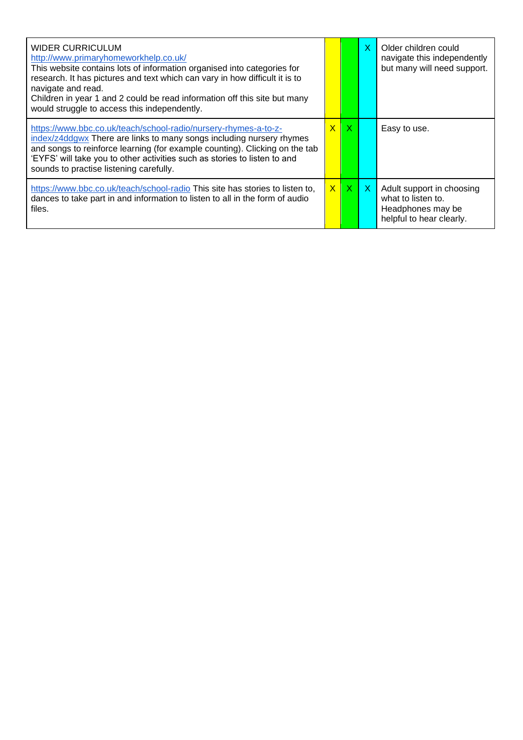| | | | | |
|---|---|---|---|---|
| WIDER CURRICULUM<br>http://www.primaryhomeworkhelp.co.uk/<br>This website contains lots of information organised into categories for research. It has pictures and text which can vary in how difficult it is to navigate and read.<br>Children in year 1 and 2 could be read information off this site but many would struggle to access this independently. | | | X | Older children could navigate this independently but many will need support. |
| https://www.bbc.co.uk/teach/school-radio/nursery-rhymes-a-to-z-index/z4ddgwx There are links to many songs including nursery rhymes and songs to reinforce learning (for example counting). Clicking on the tab 'EYFS' will take you to other activities such as stories to listen to and sounds to practise listening carefully. | X | X | | Easy to use. |
| https://www.bbc.co.uk/teach/school-radio This site has stories to listen to, dances to take part in and information to listen to all in the form of audio files. | X | X | X | Adult support in choosing what to listen to.<br>Headphones may be helpful to hear clearly. |